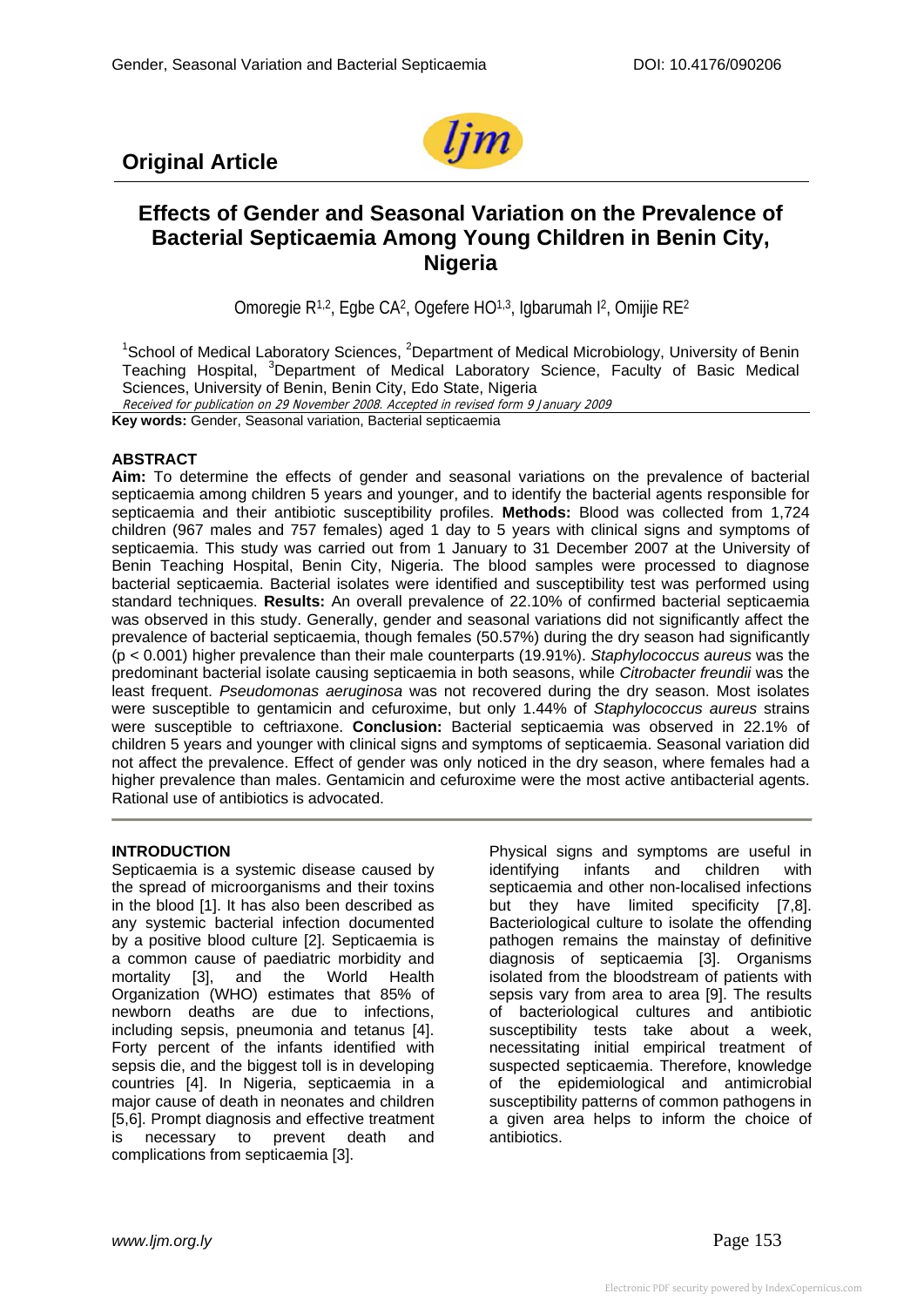**Original Article**

# Effects of Gender and Seasonal Variation on the Prevalence of Bacterial Septicaemia Among Young Children in Benin City, Nigeria

Omoregie R[1,2], Egbe CA[2], Ogefere HO[1,3], Igbarumah I[2], Omijie RE[2]

[1]School of Medical Laboratory Sciences, [2]Department of Medical Microbiology, University of Benin Teaching Hospital, [3]Department of Medical Laboratory Science, Faculty of Basic Medical Sciences, University of Benin, Benin City, Edo State, Nigeria

*Received for publication on 29 November 2008. Accepted in revised form 9 January 2009*

**Key words:** Gender, Seasonal variation, Bacterial septicaemia

## ABSTRACT

**Aim:** To determine the effects of gender and seasonal variations on the prevalence of bacterial septicaemia among children 5 years and younger, and to identify the bacterial agents responsible for septicaemia and their antibiotic susceptibility profiles. **Methods:** Blood was collected from 1,724 children (967 males and 757 females) aged 1 day to 5 years with clinical signs and symptoms of septicaemia. This study was carried out from 1 January to 31 December 2007 at the University of Benin Teaching Hospital, Benin City, Nigeria. The blood samples were processed to diagnose bacterial septicaemia. Bacterial isolates were identified and susceptibility test was performed using standard techniques. **Results:** An overall prevalence of 22.10% of confirmed bacterial septicaemia was observed in this study. Generally, gender and seasonal variations did not significantly affect the prevalence of bacterial septicaemia, though females (50.57%) during the dry season had significantly ($p < 0.001$) higher prevalence than their male counterparts (19.91%). *Staphylococcus aureus* was the predominant bacterial isolate causing septicaemia in both seasons, while *Citrobacter freundii* was the least frequent. *Pseudomonas aeruginosa* was not recovered during the dry season. Most isolates were susceptible to gentamicin and cefuroxime, but only 1.44% of *Staphylococcus aureus* strains were susceptible to ceftriaxone. **Conclusion:** Bacterial septicaemia was observed in 22.1% of children 5 years and younger with clinical signs and symptoms of septicaemia. Seasonal variation did not affect the prevalence. Effect of gender was only noticed in the dry season, where females had a higher prevalence than males. Gentamicin and cefuroxime were the most active antibacterial agents. Rational use of antibiotics is advocated.

## INTRODUCTION

Septicaemia is a systemic disease caused by the spread of microorganisms and their toxins in the blood [1]. It has also been described as any systemic bacterial infection documented by a positive blood culture [2]. Septicaemia is a common cause of paediatric morbidity and mortality [3], and the World Health Organization (WHO) estimates that 85% of newborn deaths are due to infections, including sepsis, pneumonia and tetanus [4]. Forty percent of the infants identified with sepsis die, and the biggest toll is in developing countries [4]. In Nigeria, septicaemia in a major cause of death in neonates and children [5,6]. Prompt diagnosis and effective treatment is necessary to prevent death and complications from septicaemia [3].

Physical signs and symptoms are useful in identifying infants and children with septicaemia and other non-localised infections but they have limited specificity [7,8]. Bacteriological culture to isolate the offending pathogen remains the mainstay of definitive diagnosis of septicaemia [3]. Organisms isolated from the bloodstream of patients with sepsis vary from area to area [9]. The results of bacteriological cultures and antibiotic susceptibility tests take about a week, necessitating initial empirical treatment of suspected septicaemia. Therefore, knowledge of the epidemiological and antimicrobial susceptibility patterns of common pathogens in a given area helps to inform the choice of antibiotics.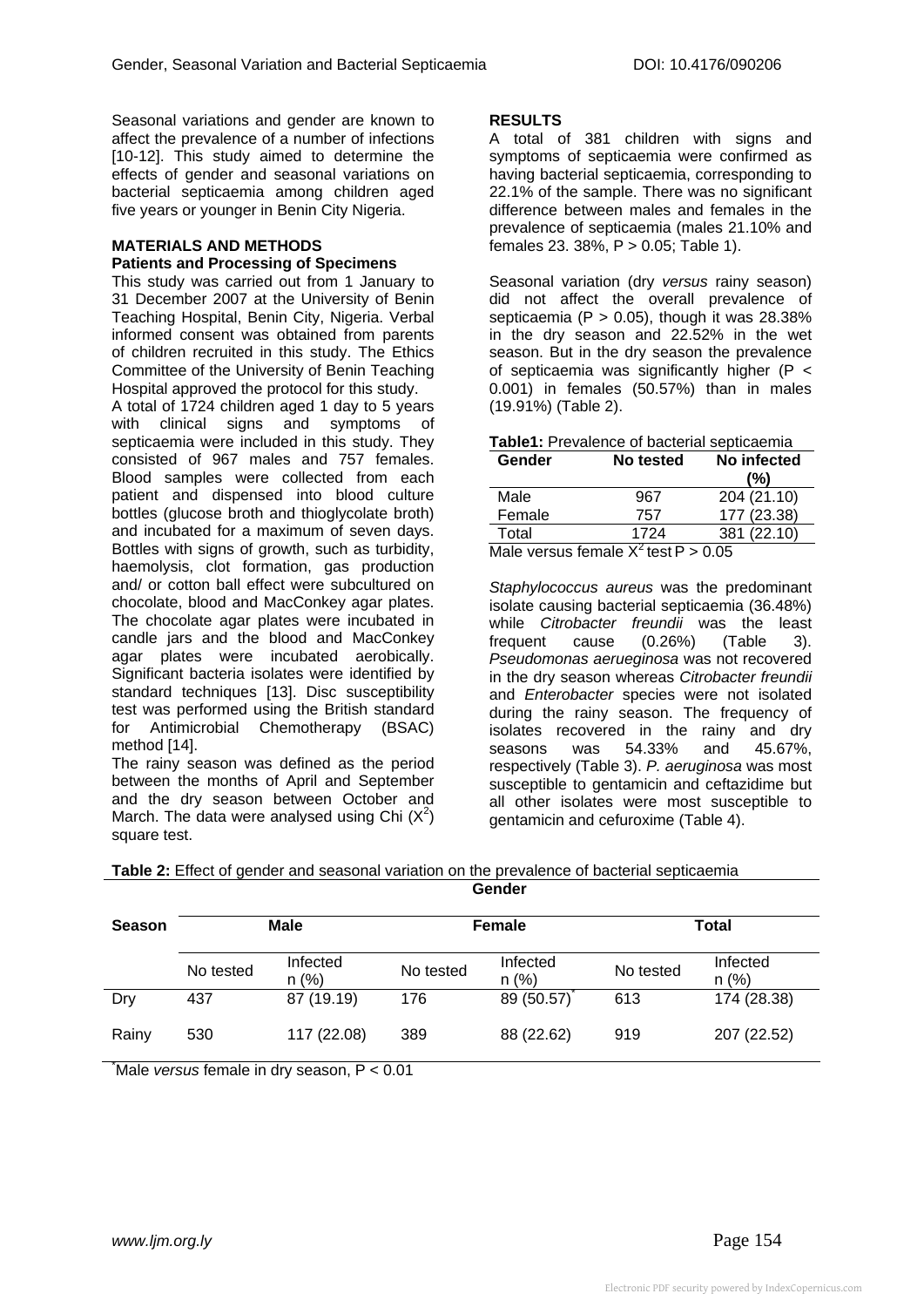Seasonal variations and gender are known to affect the prevalence of a number of infections [10-12]. This study aimed to determine the effects of gender and seasonal variations on bacterial septicaemia among children aged five years or younger in Benin City Nigeria.

## MATERIALS AND METHODS

### Patients and Processing of Specimens

This study was carried out from 1 January to 31 December 2007 at the University of Benin Teaching Hospital, Benin City, Nigeria. Verbal informed consent was obtained from parents of children recruited in this study. The Ethics Committee of the University of Benin Teaching Hospital approved the protocol for this study.

A total of 1724 children aged 1 day to 5 years with clinical signs and symptoms of septicaemia were included in this study. They consisted of 967 males and 757 females. Blood samples were collected from each patient and dispensed into blood culture bottles (glucose broth and thioglycolate broth) and incubated for a maximum of seven days. Bottles with signs of growth, such as turbidity, haemolysis, clot formation, gas production and/ or cotton ball effect were subcultured on chocolate, blood and MacConkey agar plates. The chocolate agar plates were incubated in candle jars and the blood and MacConkey agar plates were incubated aerobically. Significant bacteria isolates were identified by standard techniques [13]. Disc susceptibility test was performed using the British standard for Antimicrobial Chemotherapy (BSAC) method [14].

The rainy season was defined as the period between the months of April and September and the dry season between October and March. The data were analysed using Chi ($X^2$) square test.

## RESULTS

A total of 381 children with signs and symptoms of septicaemia were confirmed as having bacterial septicaemia, corresponding to 22.1% of the sample. There was no significant difference between males and females in the prevalence of septicaemia (males 21.10% and females 23. 38%, $P > 0.05$; Table 1).

Seasonal variation (dry *versus* rainy season) did not affect the overall prevalence of septicaemia ($P > 0.05$), though it was 28.38% in the dry season and 22.52% in the wet season. But in the dry season the prevalence of septicaemia was significantly higher ($P < 0.001$) in females (50.57%) than in males (19.91%) (Table 2).

**Table1:** Prevalence of bacterial septicaemia

| Gender | No tested | No infected (%) |
|---|---|---|
| Male | 967 | 204 (21.10) |
| Female | 757 | 177 (23.38) |
| Total | 1724 | 381 (22.10) |

Male versus female $X^2$ test $P > 0.05$

*Staphylococcus aureus* was the predominant isolate causing bacterial septicaemia (36.48%) while *Citrobacter freundii* was the least frequent cause (0.26%) (Table 3). *Pseudomonas aerueginosa* was not recovered in the dry season whereas *Citrobacter freundii* and *Enterobacter* species were not isolated during the rainy season. The frequency of isolates recovered in the rainy and dry seasons was 54.33% and 45.67%, respectively (Table 3). *P. aeruginosa* was most susceptible to gentamicin and ceftazidime but all other isolates were most susceptible to gentamicin and cefuroxime (Table 4).

**Table 2:** Effect of gender and seasonal variation on the prevalence of bacterial septicaemia

| | Gender | | | | | |
|---|---|---|---|---|---|---|
| **Season** | **Male** | | **Female** | | **Total** | |
| | No tested | Infected n (%) | No tested | Infected n (%) | No tested | Infected n (%) |
| Dry | 437 | 87 (19.19) | 176 | 89 (50.57)* | 613 | 174 (28.38) |
| Rainy | 530 | 117 (22.08) | 389 | 88 (22.62) | 919 | 207 (22.52) |

*Male *versus* female in dry season, $P < 0.01$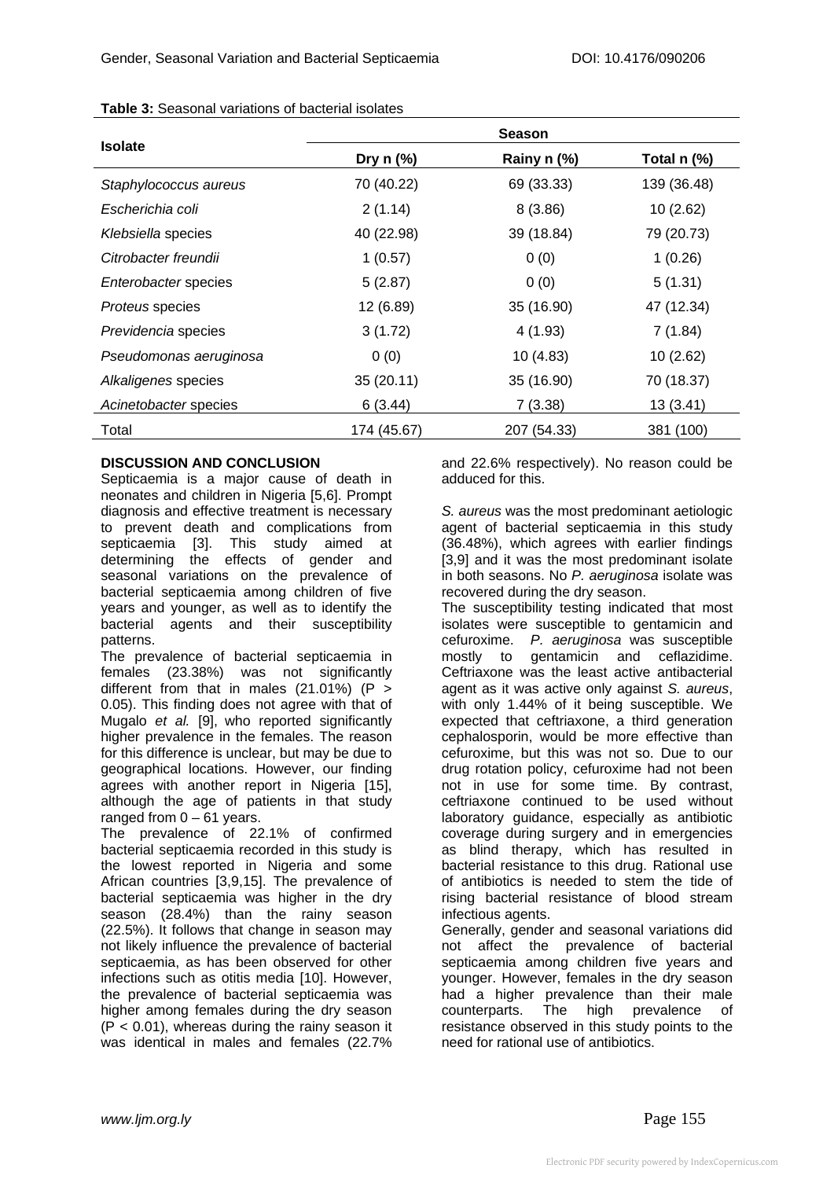**Table 3:** Seasonal variations of bacterial isolates

| Isolate | Season | | |
|---|---|---|---|
| | Dry n (%) | Rainy n (%) | Total n (%) |
| *Staphylococcus aureus* | 70 (40.22) | 69 (33.33) | 139 (36.48) |
| *Escherichia coli* | 2 (1.14) | 8 (3.86) | 10 (2.62) |
| *Klebsiella* species | 40 (22.98) | 39 (18.84) | 79 (20.73) |
| *Citrobacter freundii* | 1 (0.57) | 0 (0) | 1 (0.26) |
| *Enterobacter* species | 5 (2.87) | 0 (0) | 5 (1.31) |
| *Proteus* species | 12 (6.89) | 35 (16.90) | 47 (12.34) |
| *Providencia* species | 3 (1.72) | 4 (1.93) | 7 (1.84) |
| *Pseudomonas aeruginosa* | 0 (0) | 10 (4.83) | 10 (2.62) |
| *Alkaligenes* species | 35 (20.11) | 35 (16.90) | 70 (18.37) |
| *Acinetobacter* species | 6 (3.44) | 7 (3.38) | 13 (3.41) |
| Total | 174 (45.67) | 207 (54.33) | 381 (100) |

## DISCUSSION AND CONCLUSION

Septicaemia is a major cause of death in neonates and children in Nigeria [5,6]. Prompt diagnosis and effective treatment is necessary to prevent death and complications from septicaemia [3]. This study aimed at determining the effects of gender and seasonal variations on the prevalence of bacterial septicaemia among children of five years and younger, as well as to identify the bacterial agents and their susceptibility patterns.

The prevalence of bacterial septicaemia in females (23.38%) was not significantly different from that in males (21.01%) ($P > 0.05$). This finding does not agree with that of Mugalo *et al.* [9], who reported significantly higher prevalence in the females. The reason for this difference is unclear, but may be due to geographical locations. However, our finding agrees with another report in Nigeria [15], although the age of patients in that study ranged from 0 – 61 years.

The prevalence of 22.1% of confirmed bacterial septicaemia recorded in this study is the lowest reported in Nigeria and some African countries [3,9,15]. The prevalence of bacterial septicaemia was higher in the dry season (28.4%) than the rainy season (22.5%). It follows that change in season may not likely influence the prevalence of bacterial septicaemia, as has been observed for other infections such as otitis media [10]. However, the prevalence of bacterial septicaemia was higher among females during the dry season ($P < 0.01$), whereas during the rainy season it was identical in males and females (22.7% and 22.6% respectively). No reason could be adduced for this.

*S. aureus* was the most predominant aetiologic agent of bacterial septicaemia in this study (36.48%), which agrees with earlier findings [3,9] and it was the most predominant isolate in both seasons. No *P. aeruginosa* isolate was recovered during the dry season.

The susceptibility testing indicated that most isolates were susceptible to gentamicin and cefuroxime. *P. aeruginosa* was susceptible mostly to gentamicin and ceflazidime. Ceftriaxone was the least active antibacterial agent as it was active only against *S. aureus*, with only 1.44% of it being susceptible. We expected that ceftriaxone, a third generation cephalosporin, would be more effective than cefuroxime, but this was not so. Due to our drug rotation policy, cefuroxime had not been not in use for some time. By contrast, ceftriaxone continued to be used without laboratory guidance, especially as antibiotic coverage during surgery and in emergencies as blind therapy, which has resulted in bacterial resistance to this drug. Rational use of antibiotics is needed to stem the tide of rising bacterial resistance of blood stream infectious agents.

Generally, gender and seasonal variations did not affect the prevalence of bacterial septicaemia among children five years and younger. However, females in the dry season had a higher prevalence than their male counterparts. The high prevalence of resistance observed in this study points to the need for rational use of antibiotics.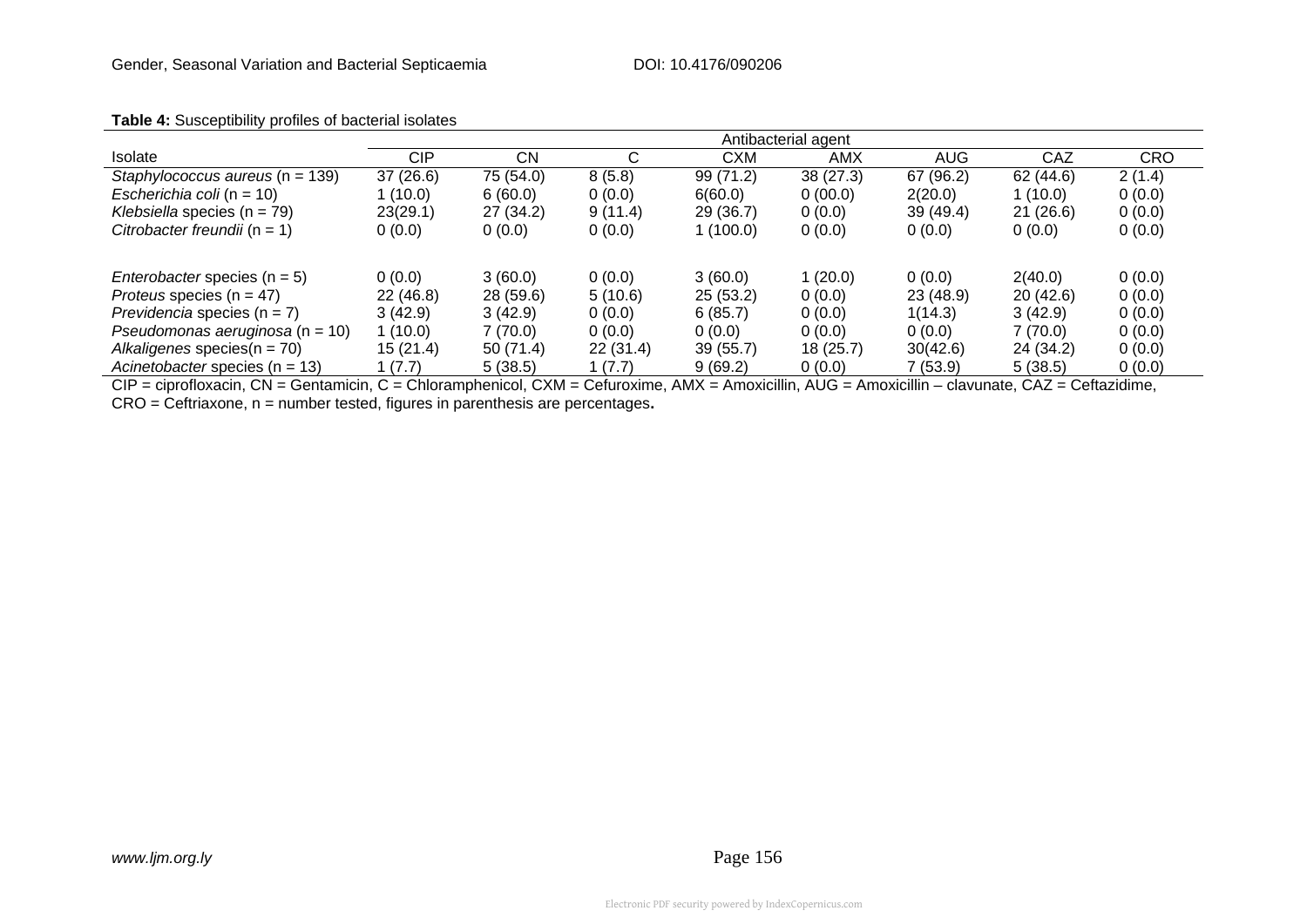**Table 4:** Susceptibility profiles of bacterial isolates

| | Antibacterial agent | | | | | | | |
|---|---|---|---|---|---|---|---|---|
| Isolate | CIP | CN | C | CXM | AMX | AUG | CAZ | CRO |
| *Staphylococcus aureus* (n = 139) | 37 (26.6) | 75 (54.0) | 8 (5.8) | 99 (71.2) | 38 (27.3) | 67 (96.2) | 62 (44.6) | 2 (1.4) |
| *Escherichia coli* (n = 10) | 1 (10.0) | 6 (60.0) | 0 (0.0) | 6(60.0) | 0 (00.0) | 2(20.0) | 1 (10.0) | 0 (0.0) |
| *Klebsiella* species (n = 79) | 23(29.1) | 27 (34.2) | 9 (11.4) | 29 (36.7) | 0 (0.0) | 39 (49.4) | 21 (26.6) | 0 (0.0) |
| *Citrobacter freundii* (n = 1) | 0 (0.0) | 0 (0.0) | 0 (0.0) | 1 (100.0) | 0 (0.0) | 0 (0.0) | 0 (0.0) | 0 (0.0) |
| *Enterobacter* species (n = 5) | 0 (0.0) | 3 (60.0) | 0 (0.0) | 3 (60.0) | 1 (20.0) | 0 (0.0) | 2(40.0) | 0 (0.0) |
| *Proteus* species (n = 47) | 22 (46.8) | 28 (59.6) | 5 (10.6) | 25 (53.2) | 0 (0.0) | 23 (48.9) | 20 (42.6) | 0 (0.0) |
| *Previdencia* species (n = 7) | 3 (42.9) | 3 (42.9) | 0 (0.0) | 6 (85.7) | 0 (0.0) | 1(14.3) | 3 (42.9) | 0 (0.0) |
| *Pseudomonas aeruginosa* (n = 10) | 1 (10.0) | 7 (70.0) | 0 (0.0) | 0 (0.0) | 0 (0.0) | 0 (0.0) | 7 (70.0) | 0 (0.0) |
| *Alkaligenes* species(n = 70) | 15 (21.4) | 50 (71.4) | 22 (31.4) | 39 (55.7) | 18 (25.7) | 30(42.6) | 24 (34.2) | 0 (0.0) |
| *Acinetobacter* species (n = 13) | 1 (7.7) | 5 (38.5) | 1 (7.7) | 9 (69.2) | 0 (0.0) | 7 (53.9) | 5 (38.5) | 0 (0.0) |

CIP = ciprofloxacin, CN = Gentamicin, C = Chloramphenicol, CXM = Cefuroxime, AMX = Amoxicillin, AUG = Amoxicillin – clavunate, CAZ = Ceftazidime, CRO = Ceftriaxone, n = number tested, figures in parenthesis are percentages**.**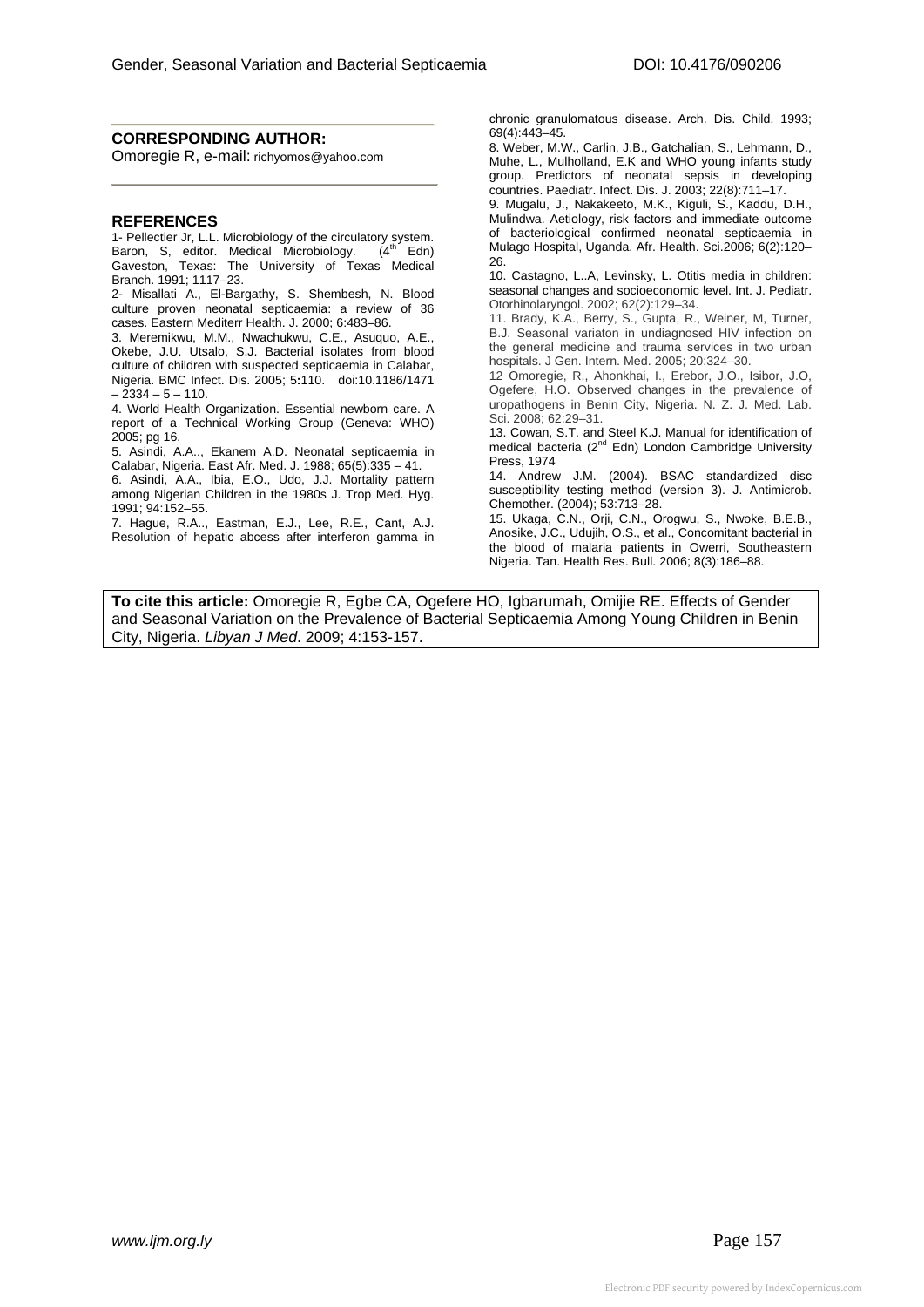**CORRESPONDING AUTHOR:**

Omoregie R, e-mail: richyomos@yahoo.com

## REFERENCES

1- Pellectier Jr, L.L. Microbiology of the circulatory system. Baron, S, editor. Medical Microbiology. (4th Edn) Gaveston, Texas: The University of Texas Medical Branch. 1991; 1117–23.

2- Misallati A., El-Bargathy, S. Shembesh, N. Blood culture proven neonatal septicaemia: a review of 36 cases. Eastern Mediterr Health. J. 2000; 6:483–86.

3. Meremikwu, M.M., Nwachukwu, C.E., Asuquo, A.E., Okebe, J.U. Utsalo, S.J. Bacterial isolates from blood culture of children with suspected septicaemia in Calabar, Nigeria. BMC Infect. Dis. 2005; 5:110. doi:10.1186/1471 – 2334 – 5 – 110.

4. World Health Organization. Essential newborn care. A report of a Technical Working Group (Geneva: WHO) 2005; pg 16.

5. Asindi, A.A.., Ekanem A.D. Neonatal septicaemia in Calabar, Nigeria. East Afr. Med. J. 1988; 65(5):335 – 41.

6. Asindi, A.A., Ibia, E.O., Udo, J.J. Mortality pattern among Nigerian Children in the 1980s J. Trop Med. Hyg. 1991; 94:152–55.

7. Hague, R.A.., Eastman, E.J., Lee, R.E., Cant, A.J. Resolution of hepatic abcess after interferon gamma in chronic granulomatous disease. Arch. Dis. Child. 1993; 69(4):443–45.

8. Weber, M.W., Carlin, J.B., Gatchalian, S., Lehmann, D., Muhe, L., Mulholland, E.K and WHO young infants study group. Predictors of neonatal sepsis in developing countries. Paediatr. Infect. Dis. J. 2003; 22(8):711–17.

9. Mugalu, J., Nakakeeto, M.K., Kiguli, S., Kaddu, D.H., Mulindwa. Aetiology, risk factors and immediate outcome of bacteriological confirmed neonatal septicaemia in Mulago Hospital, Uganda. Afr. Health. Sci.2006; 6(2):120–26.

10. Castagno, L..A, Levinsky, L. Otitis media in children: seasonal changes and socioeconomic level. Int. J. Pediatr. Otorhinolaryngol. 2002; 62(2):129–34.

11. Brady, K.A., Berry, S., Gupta, R., Weiner, M, Turner, B.J. Seasonal variaton in undiagnosed HIV infection on the general medicine and trauma services in two urban hospitals. J Gen. Intern. Med. 2005; 20:324–30.

12 Omoregie, R., Ahonkhai, I., Erebor, J.O., Isibor, J.O, Ogefere, H.O. Observed changes in the prevalence of uropathogens in Benin City, Nigeria. N. Z. J. Med. Lab. Sci. 2008; 62:29–31.

13. Cowan, S.T. and Steel K.J. Manual for identification of medical bacteria (2nd Edn) London Cambridge University Press, 1974

14. Andrew J.M. (2004). BSAC standardized disc susceptibility testing method (version 3). J. Antimicrob. Chemother. (2004); 53:713–28.

15. Ukaga, C.N., Orji, C.N., Orogwu, S., Nwoke, B.E.B., Anosike, J.C., Udujih, O.S., et al., Concomitant bacterial in the blood of malaria patients in Owerri, Southeastern Nigeria. Tan. Health Res. Bull. 2006; 8(3):186–88.

**To cite this article:** Omoregie R, Egbe CA, Ogefere HO, Igbarumah, Omijie RE. Effects of Gender and Seasonal Variation on the Prevalence of Bacterial Septicaemia Among Young Children in Benin City, Nigeria. *Libyan J Med*. 2009; 4:153-157.